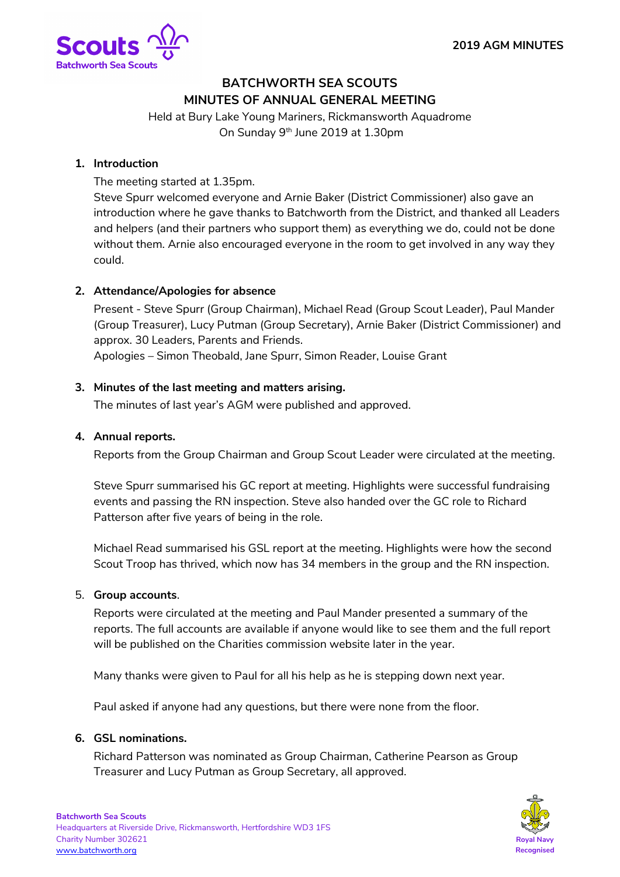# BATCHWORTH SEA SCOUTS
# MINUTES OF ANNUAL GENERAL MEETING

Held at Bury Lake Young Mariners, Rickmansworth Aquadrome
On Sunday 9th June 2019 at 1.30pm

1. **Introduction**

   The meeting started at 1.35pm.
   Steve Spurr welcomed everyone and Arnie Baker (District Commissioner) also gave an introduction where he gave thanks to Batchworth from the District, and thanked all Leaders and helpers (and their partners who support them) as everything we do, could not be done without them. Arnie also encouraged everyone in the room to get involved in any way they could.

2. **Attendance/Apologies for absence**

   Present - Steve Spurr (Group Chairman), Michael Read (Group Scout Leader), Paul Mander (Group Treasurer), Lucy Putman (Group Secretary), Arnie Baker (District Commissioner) and approx. 30 Leaders, Parents and Friends.
   Apologies – Simon Theobald, Jane Spurr, Simon Reader, Louise Grant

3. **Minutes of the last meeting and matters arising.**

   The minutes of last year's AGM were published and approved.

4. **Annual reports.**

   Reports from the Group Chairman and Group Scout Leader were circulated at the meeting.

   Steve Spurr summarised his GC report at meeting. Highlights were successful fundraising events and passing the RN inspection. Steve also handed over the GC role to Richard Patterson after five years of being in the role.

   Michael Read summarised his GSL report at the meeting. Highlights were how the second Scout Troop has thrived, which now has 34 members in the group and the RN inspection.

5. **Group accounts**.

   Reports were circulated at the meeting and Paul Mander presented a summary of the reports. The full accounts are available if anyone would like to see them and the full report will be published on the Charities commission website later in the year.

   Many thanks were given to Paul for all his help as he is stepping down next year.

   Paul asked if anyone had any questions, but there were none from the floor.

6. **GSL nominations.**

   Richard Patterson was nominated as Group Chairman, Catherine Pearson as Group Treasurer and Lucy Putman as Group Secretary, all approved.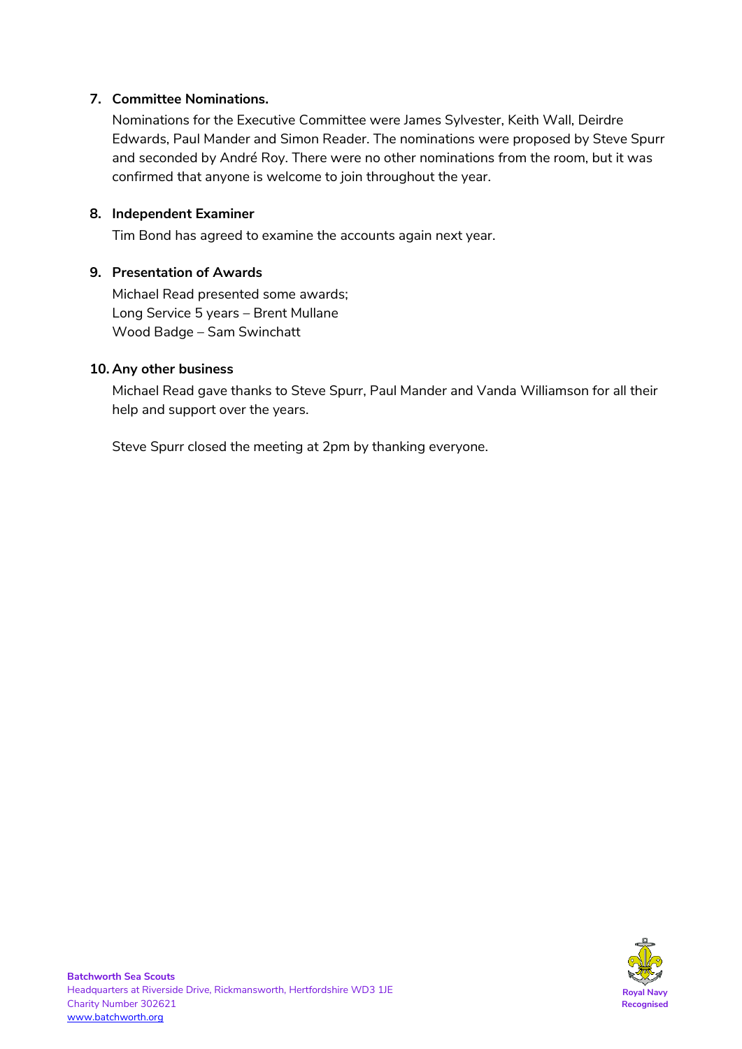7. **Committee Nominations.**

   Nominations for the Executive Committee were James Sylvester, Keith Wall, Deirdre Edwards, Paul Mander and Simon Reader. The nominations were proposed by Steve Spurr and seconded by André Roy. There were no other nominations from the room, but it was confirmed that anyone is welcome to join throughout the year.

8. **Independent Examiner**

   Tim Bond has agreed to examine the accounts again next year.

9. **Presentation of Awards**

   Michael Read presented some awards;
   Long Service 5 years – Brent Mullane
   Wood Badge – Sam Swinchatt

10. **Any other business**

    Michael Read gave thanks to Steve Spurr, Paul Mander and Vanda Williamson for all their help and support over the years.

    Steve Spurr closed the meeting at 2pm by thanking everyone.

**Batchworth Sea Scouts**
Headquarters at Riverside Drive, Rickmansworth, Hertfordshire WD3 1JE
Charity Number 302621
www.batchworth.org

**Royal Navy Recognised**